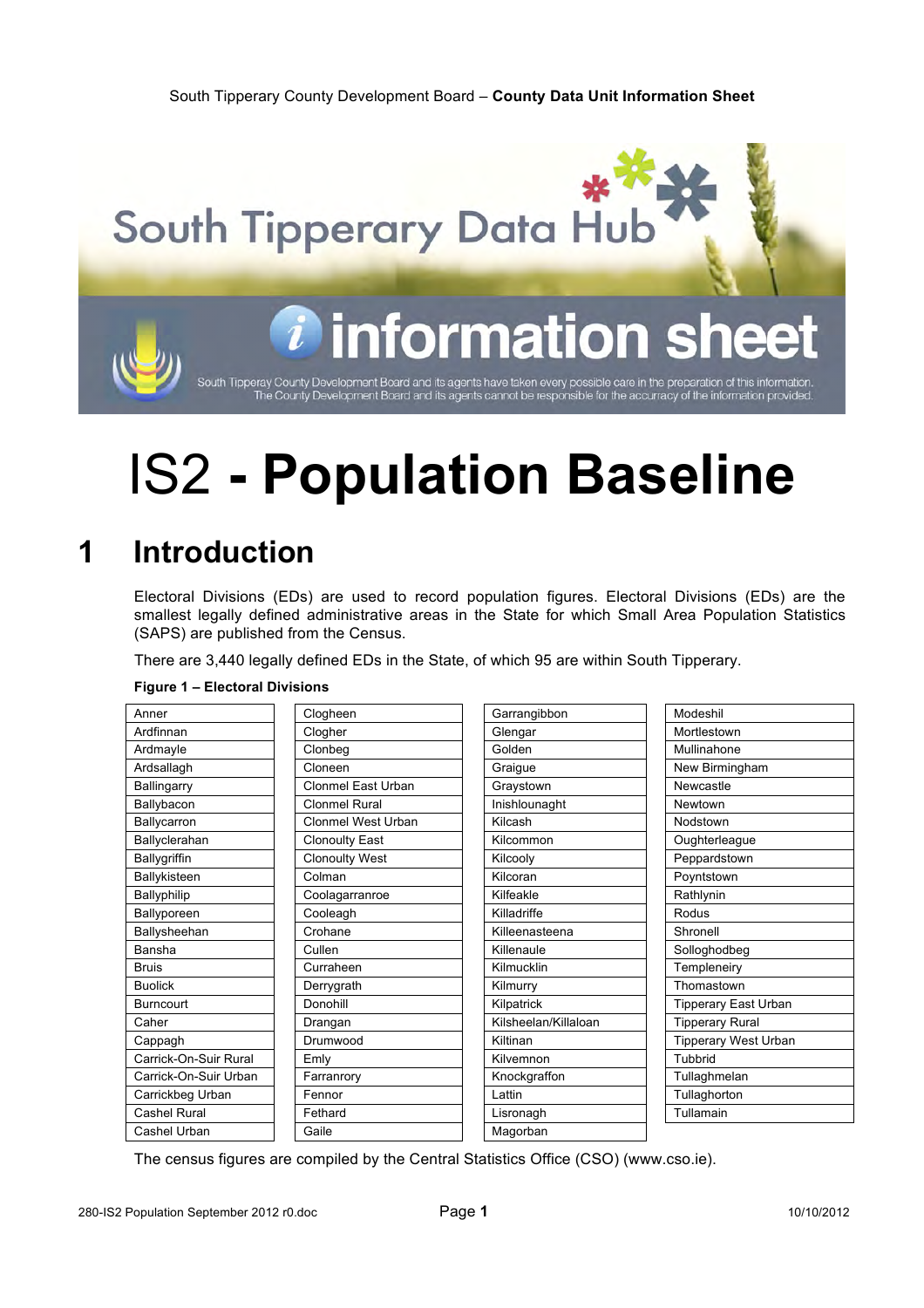South Tipperary Data Hub

information sheet

South Tipperary County Development Board and its agents have taken every possible care in the preparation of this information. The County Development Board and its agents cannot be responsible for the accuracy of the information provided.

# IS2 - **Population Baseline**

## 1 Introduction

Electoral Divisions (EDs) are used to record population figures. Electoral Divisions (EDs) are the smallest legally defined administrative areas in the State for which Small Area Population Statistics (SAPS) are published from the Census.

There are 3,440 legally defined EDs in the State, of which 95 are within South Tipperary.

**Figure 1 – Electoral Divisions**

| | | | |
|---|---|---|---|
| Anner | Clogheen | Garrangibbon | Modeshil |
| Ardfinnan | Clogher | Glengar | Mortlestown |
| Ardmayle | Clonbeg | Golden | Mullinahone |
| Ardsallagh | Cloneen | Graigue | New Birmingham |
| Ballingarry | Clonmel East Urban | Graystown | Newcastle |
| Ballybacon | Clonmel Rural | Inishlounaght | Newtown |
| Ballycarron | Clonmel West Urban | Kilcash | Nodstown |
| Ballyclerahan | Clonoulty East | Kilcommon | Oughterleague |
| Ballygriffin | Clonoulty West | Kilcooly | Peppardstown |
| Ballykisteen | Colman | Kilcoran | Poyntstown |
| Ballyphilip | Coolagarranroe | Kilfeakle | Rathlynin |
| Ballyporeen | Cooleagh | Killadriffe | Rodus |
| Ballysheehan | Crohane | Killeenasteena | Shronell |
| Bansha | Cullen | Killenaule | Solloghodbeg |
| Bruis | Curraheen | Kilmucklin | Templeneiry |
| Buolick | Derrygrath | Kilmurry | Thomastown |
| Burncourt | Donohill | Kilpatrick | Tipperary East Urban |
| Caher | Drangan | Kilsheelan/Killaloan | Tipperary Rural |
| Cappagh | Drumwood | Kiltinan | Tipperary West Urban |
| Carrick-On-Suir Rural | Emly | Kilvemnon | Tubbrid |
| Carrick-On-Suir Urban | Farranrory | Knockgraffon | Tullaghmelan |
| Carrickbeg Urban | Fennor | Lattin | Tullaghorton |
| Cashel Rural | Fethard | Lisronagh | Tullamain |
| Cashel Urban | Gaile | Magorban | |

The census figures are compiled by the Central Statistics Office (CSO) (www.cso.ie).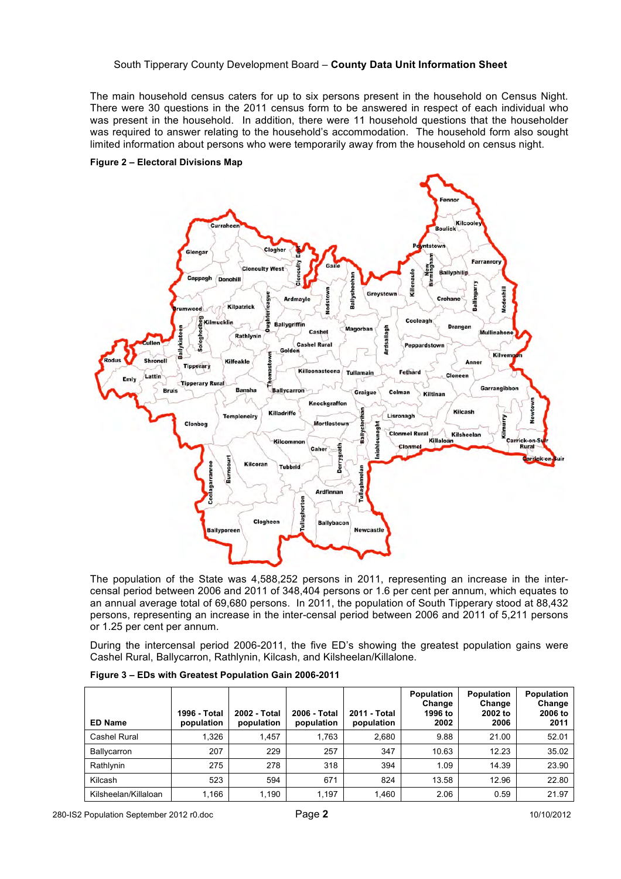The main household census caters for up to six persons present in the household on Census Night. There were 30 questions in the 2011 census form to be answered in respect of each individual who was present in the household. In addition, there were 11 household questions that the householder was required to answer relating to the household's accommodation. The household form also sought limited information about persons who were temporarily away from the household on census night.

**Figure 2 – Electoral Divisions Map**

Fennor
Kilcooley
Boulick
Poyntstown
Curraheen
Glengar
Clogher
Clonoulty East
Clonoulty West
Gaile
New Birmingham
Farranrory
Ballyphilip
Cappagh
Donohill
Killenaule
Ardmayle
Nodstown
Ballysheehan
Greystown
Crohane
Ballingarry
Modeshill
Drumwood
Kilpatrick
Oughterleague
Ballygriffin
Cashel
Magorban
Cooleagh
Drangan
Mullinahone
Kilmucklin
Rathlynin
Solloghodbeg
Ballykisteen
Cashel Rural
Golden
Ardsallagh
Peppardstown
Cullen
Kilvemnon
Rodus
Shronell
Tipperary
Kilfeakle
Thomastown
Killoonasteena
Tullamain
Fethard
Anner
Cloneen
Emly
Lattin
Tipperary Rural
Bruis
Bansha
Ballycarron
Graigue
Colman
Kiltinan
Garrangibbon
Knockgraffon
Newtown
Templeneiry
Killadriffe
Lisronagh
Kilcash
Clonbeg
Mortlestown
Ballyclerahan
Kilmurry
Inishlounaght
Clonmel Rural
Kilsheelan
Carrick-on-Suir Rural
Kilcommon
Killaloan
Caher
Clonmel
Derrygrath
Carrick-on-Suir
Kilcoran
Burncourt
Tubbrid
Coolagarranroe
Ardfinnan
Tullaghmelan
Tullaghorton
Clogheen
Ballybacon
Newcastle
Ballyporeen

The population of the State was 4,588,252 persons in 2011, representing an increase in the inter-censal period between 2006 and 2011 of 348,404 persons or 1.6 per cent per annum, which equates to an annual average total of 69,680 persons. In 2011, the population of South Tipperary stood at 88,432 persons, representing an increase in the inter-censal period between 2006 and 2011 of 5,211 persons or 1.25 per cent per annum.

During the intercensal period 2006-2011, the five ED's showing the greatest population gains were Cashel Rural, Ballycarron, Rathlynin, Kilcash, and Kilsheelan/Killalone.

**Figure 3 – EDs with Greatest Population Gain 2006-2011**

| ED Name | 1996 - Total population | 2002 - Total population | 2006 - Total population | 2011 - Total population | Population Change 1996 to 2002 | Population Change 2002 to 2006 | Population Change 2006 to 2011 |
|---|---|---|---|---|---|---|---|
| Cashel Rural | 1,326 | 1,457 | 1,763 | 2,680 | 9.88 | 21.00 | 52.01 |
| Ballycarron | 207 | 229 | 257 | 347 | 10.63 | 12.23 | 35.02 |
| Rathlynin | 275 | 278 | 318 | 394 | 1.09 | 14.39 | 23.90 |
| Kilcash | 523 | 594 | 671 | 824 | 13.58 | 12.96 | 22.80 |
| Kilsheelan/Killaloan | 1,166 | 1,190 | 1,197 | 1,460 | 2.06 | 0.59 | 21.97 |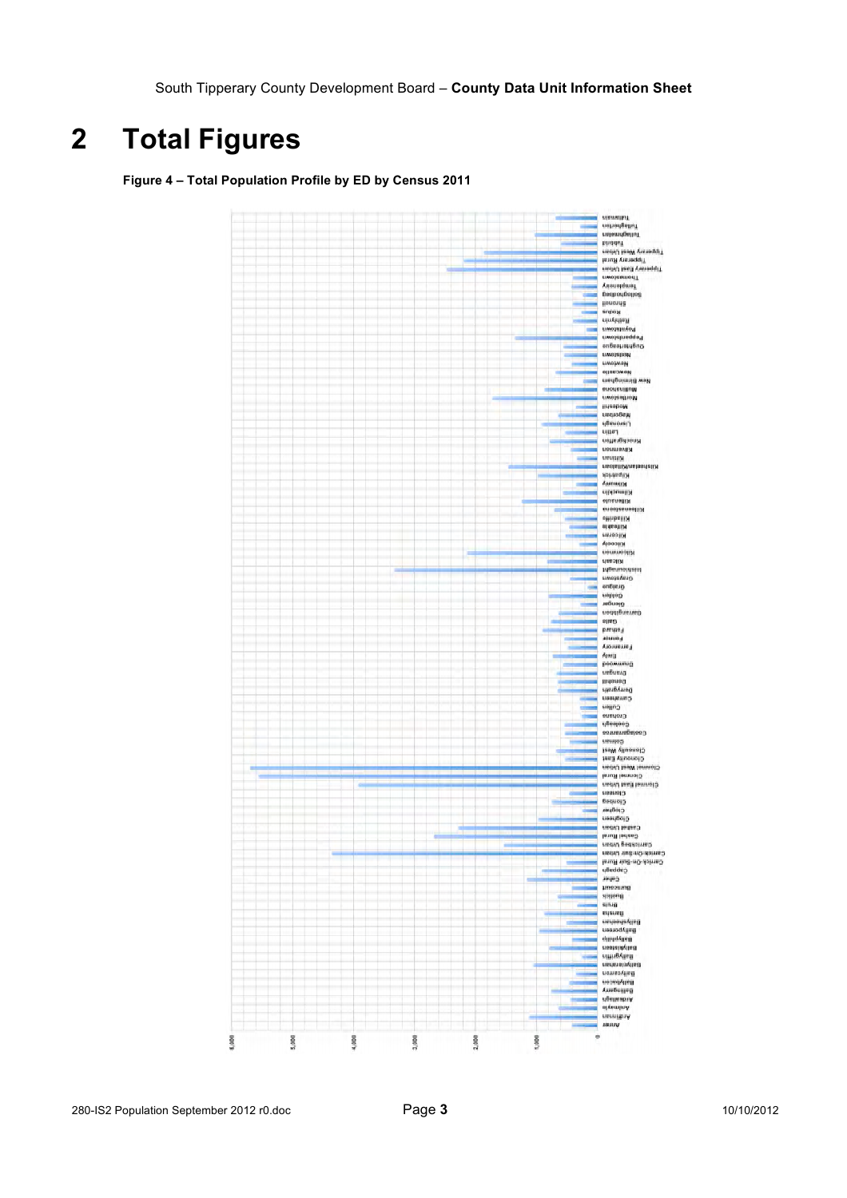# 2 Total Figures

**Figure 4 – Total Population Profile by ED by Census 2011**

Tullamain
Tullaghorton
Tullaghmelan
Tubbrid
Tipperary West Urban
Tipperary Rural
Tipperary East Urban
Thomastown
Templeneiry
Solloghodbeg
Shronell
Rodus
Rathkynin
Poyntstown
Peppardstown
Oughterleague
Nodstown
Newtown
Newcastle
New Birmingham
Mullinahone
Mortlestown
Modeshil
Magorban
Lisronagh
Lattin
Knockgraffon
Kilvemnon
Killusty
Kilsheelan/Killaloan
Kilpatrick
Kilmurry
Kilmucklin
Killenaule
Killeenasteena
Killaloan
Killadriffe
Kilcash
Kilcooly
Kilcommon
Kilcash
Inishlounaght
Graystown
Grange
Gortnahoe
Glenbane
Garrangibbon
Galbally
Fethard
Fennor
Farranrory
Emly
Drumwood
Drangan
Donohill
Derrygrath
Curraheen
Cullen
Crohane
Coolmoyne
Cooleagh
Colman
Clonoulty West
Clonoulty East
Clonmel West Urban
Clonmel Rural
Clonmel East Urban
Clonbeg
Clerihan
Cloneen
Clogheen
Cashel Urban
Cashel Rural
Carrick-On-Suir Urban
Carrick-On-Suir Rural
Cappagh
Cahir
Burncourt
Brittas
Bansha
Ballysheehan
Ballyporeen
Ballyphilip
Ballyklaheen
Ballygriffin
Ballycarrane
Ballybacon
Ballingarry
Ardsallagh
Ardfinnan
Anner

0
1,000
2,000
3,000
4,000
5,000
6,000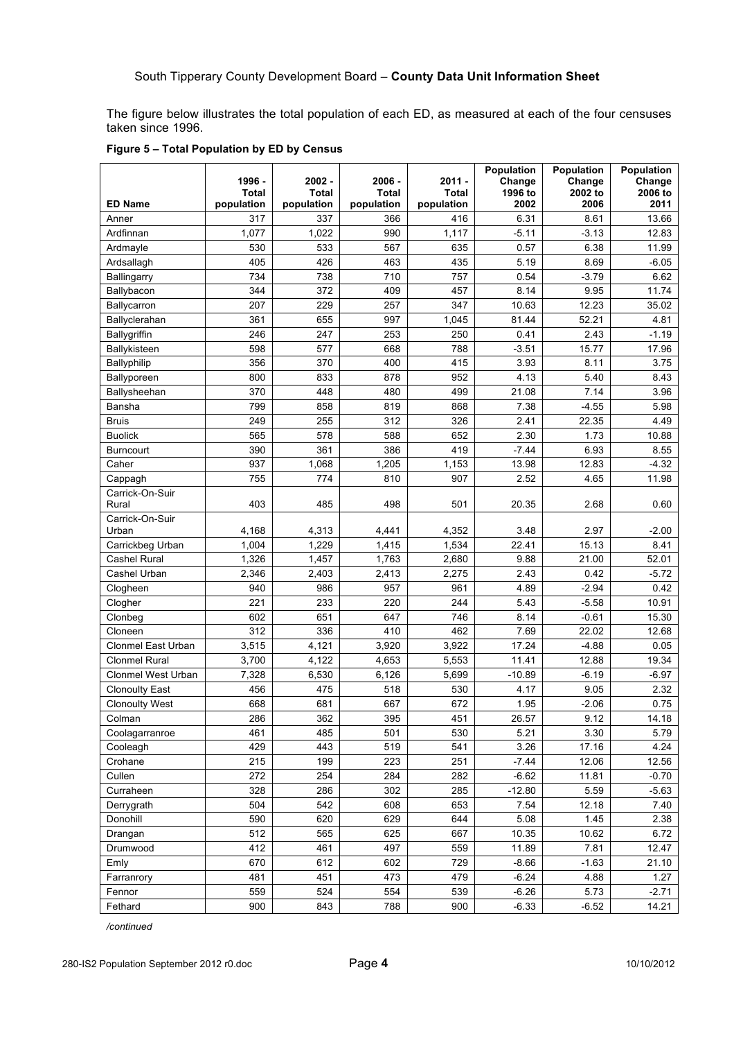The figure below illustrates the total population of each ED, as measured at each of the four censuses taken since 1996.

**Figure 5 – Total Population by ED by Census**

| ED Name | 1996 - Total population | 2002 - Total population | 2006 - Total population | 2011 - Total population | Population Change 1996 to 2002 | Population Change 2002 to 2006 | Population Change 2006 to 2011 |
|---|---|---|---|---|---|---|---|
| Anner | 317 | 337 | 366 | 416 | 6.31 | 8.61 | 13.66 |
| Ardfinnan | 1,077 | 1,022 | 990 | 1,117 | -5.11 | -3.13 | 12.83 |
| Ardmayle | 530 | 533 | 567 | 635 | 0.57 | 6.38 | 11.99 |
| Ardsallagh | 405 | 426 | 463 | 435 | 5.19 | 8.69 | -6.05 |
| Ballingarry | 734 | 738 | 710 | 757 | 0.54 | -3.79 | 6.62 |
| Ballybacon | 344 | 372 | 409 | 457 | 8.14 | 9.95 | 11.74 |
| Ballycarron | 207 | 229 | 257 | 347 | 10.63 | 12.23 | 35.02 |
| Ballyclerahan | 361 | 655 | 997 | 1,045 | 81.44 | 52.21 | 4.81 |
| Ballygriffin | 246 | 247 | 253 | 250 | 0.41 | 2.43 | -1.19 |
| Ballykisteen | 598 | 577 | 668 | 788 | -3.51 | 15.77 | 17.96 |
| Ballyphilip | 356 | 370 | 400 | 415 | 3.93 | 8.11 | 3.75 |
| Ballyporeen | 800 | 833 | 878 | 952 | 4.13 | 5.40 | 8.43 |
| Ballysheehan | 370 | 448 | 480 | 499 | 21.08 | 7.14 | 3.96 |
| Bansha | 799 | 858 | 819 | 868 | 7.38 | -4.55 | 5.98 |
| Bruis | 249 | 255 | 312 | 326 | 2.41 | 22.35 | 4.49 |
| Buolick | 565 | 578 | 588 | 652 | 2.30 | 1.73 | 10.88 |
| Burncourt | 390 | 361 | 386 | 419 | -7.44 | 6.93 | 8.55 |
| Caher | 937 | 1,068 | 1,205 | 1,153 | 13.98 | 12.83 | -4.32 |
| Cappagh | 755 | 774 | 810 | 907 | 2.52 | 4.65 | 11.98 |
| Carrick-On-Suir Rural | 403 | 485 | 498 | 501 | 20.35 | 2.68 | 0.60 |
| Carrick-On-Suir Urban | 4,168 | 4,313 | 4,441 | 4,352 | 3.48 | 2.97 | -2.00 |
| Carrickbeg Urban | 1,004 | 1,229 | 1,415 | 1,534 | 22.41 | 15.13 | 8.41 |
| Cashel Rural | 1,326 | 1,457 | 1,763 | 2,680 | 9.88 | 21.00 | 52.01 |
| Cashel Urban | 2,346 | 2,403 | 2,413 | 2,275 | 2.43 | 0.42 | -5.72 |
| Clogheen | 940 | 986 | 957 | 961 | 4.89 | -2.94 | 0.42 |
| Clogher | 221 | 233 | 220 | 244 | 5.43 | -5.58 | 10.91 |
| Clonbeg | 602 | 651 | 647 | 746 | 8.14 | -0.61 | 15.30 |
| Cloneen | 312 | 336 | 410 | 462 | 7.69 | 22.02 | 12.68 |
| Clonmel East Urban | 3,515 | 4,121 | 3,920 | 3,922 | 17.24 | -4.88 | 0.05 |
| Clonmel Rural | 3,700 | 4,122 | 4,653 | 5,553 | 11.41 | 12.88 | 19.34 |
| Clonmel West Urban | 7,328 | 6,530 | 6,126 | 5,699 | -10.89 | -6.19 | -6.97 |
| Clonoulty East | 456 | 475 | 518 | 530 | 4.17 | 9.05 | 2.32 |
| Clonoulty West | 668 | 681 | 667 | 672 | 1.95 | -2.06 | 0.75 |
| Colman | 286 | 362 | 395 | 451 | 26.57 | 9.12 | 14.18 |
| Coolagarranroe | 461 | 485 | 501 | 530 | 5.21 | 3.30 | 5.79 |
| Cooleagh | 429 | 443 | 519 | 541 | 3.26 | 17.16 | 4.24 |
| Crohane | 215 | 199 | 223 | 251 | -7.44 | 12.06 | 12.56 |
| Cullen | 272 | 254 | 284 | 282 | -6.62 | 11.81 | -0.70 |
| Curraheen | 328 | 286 | 302 | 285 | -12.80 | 5.59 | -5.63 |
| Derrygrath | 504 | 542 | 608 | 653 | 7.54 | 12.18 | 7.40 |
| Donohill | 590 | 620 | 629 | 644 | 5.08 | 1.45 | 2.38 |
| Drangan | 512 | 565 | 625 | 667 | 10.35 | 10.62 | 6.72 |
| Drumwood | 412 | 461 | 497 | 559 | 11.89 | 7.81 | 12.47 |
| Emly | 670 | 612 | 602 | 729 | -8.66 | -1.63 | 21.10 |
| Farranrory | 481 | 451 | 473 | 479 | -6.24 | 4.88 | 1.27 |
| Fennor | 559 | 524 | 554 | 539 | -6.26 | 5.73 | -2.71 |
| Fethard | 900 | 843 | 788 | 900 | -6.33 | -6.52 | 14.21 |

*/continued*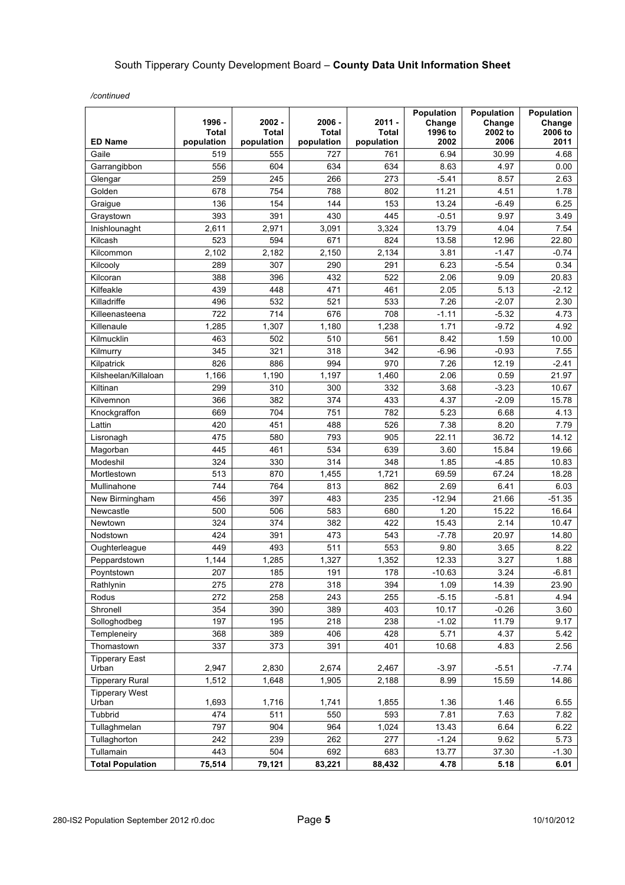*/continued*

| ED Name | 1996 - Total population | 2002 - Total population | 2006 - Total population | 2011 - Total population | Population Change 1996 to 2002 | Population Change 2002 to 2006 | Population Change 2006 to 2011 |
|---|---|---|---|---|---|---|---|
| Gaile | 519 | 555 | 727 | 761 | 6.94 | 30.99 | 4.68 |
| Garrangibbon | 556 | 604 | 634 | 634 | 8.63 | 4.97 | 0.00 |
| Glengar | 259 | 245 | 266 | 273 | -5.41 | 8.57 | 2.63 |
| Golden | 678 | 754 | 788 | 802 | 11.21 | 4.51 | 1.78 |
| Graigue | 136 | 154 | 144 | 153 | 13.24 | -6.49 | 6.25 |
| Graystown | 393 | 391 | 430 | 445 | -0.51 | 9.97 | 3.49 |
| Inishlounaght | 2,611 | 2,971 | 3,091 | 3,324 | 13.79 | 4.04 | 7.54 |
| Kilcash | 523 | 594 | 671 | 824 | 13.58 | 12.96 | 22.80 |
| Kilcommon | 2,102 | 2,182 | 2,150 | 2,134 | 3.81 | -1.47 | -0.74 |
| Kilcooly | 289 | 307 | 290 | 291 | 6.23 | -5.54 | 0.34 |
| Kilcoran | 388 | 396 | 432 | 522 | 2.06 | 9.09 | 20.83 |
| Kilfeakle | 439 | 448 | 471 | 461 | 2.05 | 5.13 | -2.12 |
| Killadriffe | 496 | 532 | 521 | 533 | 7.26 | -2.07 | 2.30 |
| Killeenasteena | 722 | 714 | 676 | 708 | -1.11 | -5.32 | 4.73 |
| Killenaule | 1,285 | 1,307 | 1,180 | 1,238 | 1.71 | -9.72 | 4.92 |
| Kilmucklin | 463 | 502 | 510 | 561 | 8.42 | 1.59 | 10.00 |
| Kilmurry | 345 | 321 | 318 | 342 | -6.96 | -0.93 | 7.55 |
| Kilpatrick | 826 | 886 | 994 | 970 | 7.26 | 12.19 | -2.41 |
| Kilsheelan/Killaloan | 1,166 | 1,190 | 1,197 | 1,460 | 2.06 | 0.59 | 21.97 |
| Kiltinan | 299 | 310 | 300 | 332 | 3.68 | -3.23 | 10.67 |
| Kilvemnon | 366 | 382 | 374 | 433 | 4.37 | -2.09 | 15.78 |
| Knockgraffon | 669 | 704 | 751 | 782 | 5.23 | 6.68 | 4.13 |
| Lattin | 420 | 451 | 488 | 526 | 7.38 | 8.20 | 7.79 |
| Lisronagh | 475 | 580 | 793 | 905 | 22.11 | 36.72 | 14.12 |
| Magorban | 445 | 461 | 534 | 639 | 3.60 | 15.84 | 19.66 |
| Modeshil | 324 | 330 | 314 | 348 | 1.85 | -4.85 | 10.83 |
| Mortlestown | 513 | 870 | 1,455 | 1,721 | 69.59 | 67.24 | 18.28 |
| Mullinahone | 744 | 764 | 813 | 862 | 2.69 | 6.41 | 6.03 |
| New Birmingham | 456 | 397 | 483 | 235 | -12.94 | 21.66 | -51.35 |
| Newcastle | 500 | 506 | 583 | 680 | 1.20 | 15.22 | 16.64 |
| Newtown | 324 | 374 | 382 | 422 | 15.43 | 2.14 | 10.47 |
| Nodstown | 424 | 391 | 473 | 543 | -7.78 | 20.97 | 14.80 |
| Oughterleague | 449 | 493 | 511 | 553 | 9.80 | 3.65 | 8.22 |
| Peppardstown | 1,144 | 1,285 | 1,327 | 1,352 | 12.33 | 3.27 | 1.88 |
| Poyntstown | 207 | 185 | 191 | 178 | -10.63 | 3.24 | -6.81 |
| Rathlynin | 275 | 278 | 318 | 394 | 1.09 | 14.39 | 23.90 |
| Rodus | 272 | 258 | 243 | 255 | -5.15 | -5.81 | 4.94 |
| Shronell | 354 | 390 | 389 | 403 | 10.17 | -0.26 | 3.60 |
| Solloghodbeg | 197 | 195 | 218 | 238 | -1.02 | 11.79 | 9.17 |
| Templeneiry | 368 | 389 | 406 | 428 | 5.71 | 4.37 | 5.42 |
| Thomastown | 337 | 373 | 391 | 401 | 10.68 | 4.83 | 2.56 |
| Tipperary East Urban | 2,947 | 2,830 | 2,674 | 2,467 | -3.97 | -5.51 | -7.74 |
| Tipperary Rural | 1,512 | 1,648 | 1,905 | 2,188 | 8.99 | 15.59 | 14.86 |
| Tipperary West Urban | 1,693 | 1,716 | 1,741 | 1,855 | 1.36 | 1.46 | 6.55 |
| Tubbrid | 474 | 511 | 550 | 593 | 7.81 | 7.63 | 7.82 |
| Tullaghmelan | 797 | 904 | 964 | 1,024 | 13.43 | 6.64 | 6.22 |
| Tullaghorton | 242 | 239 | 262 | 277 | -1.24 | 9.62 | 5.73 |
| Tullamain | 443 | 504 | 692 | 683 | 13.77 | 37.30 | -1.30 |
| **Total Population** | **75,514** | **79,121** | **83,221** | **88,432** | **4.78** | **5.18** | **6.01** |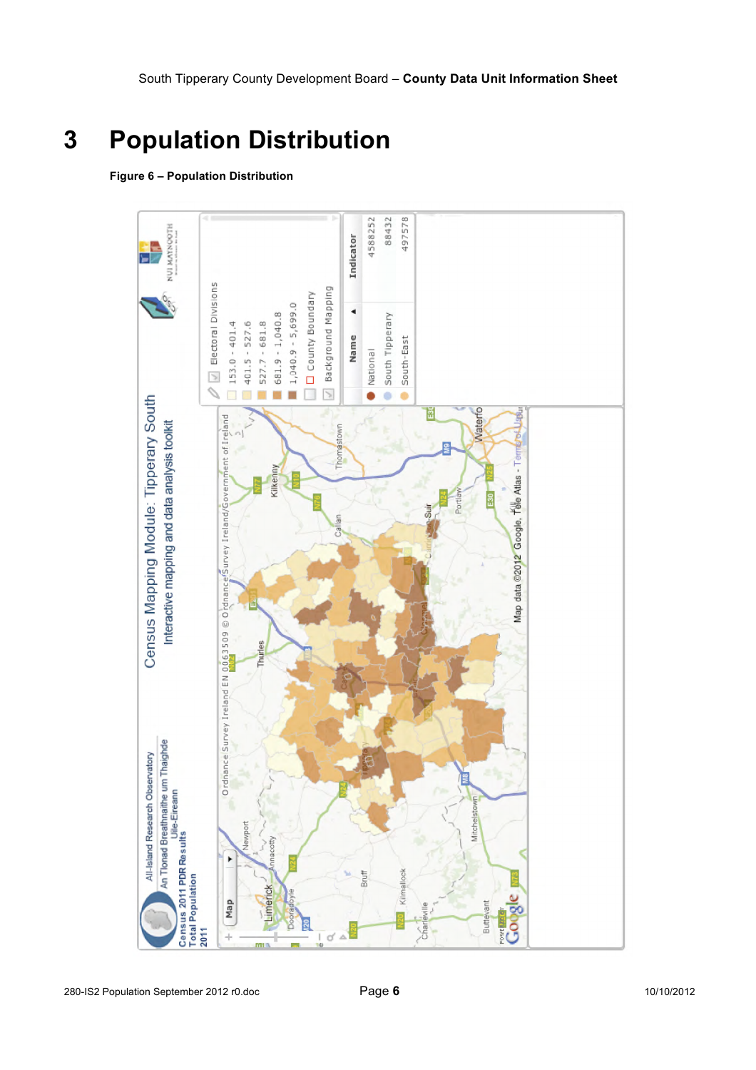# 3 Population Distribution

**Figure 6 – Population Distribution**

Census Mapping Module: Tipperary South

Interactive mapping and data analysis toolkit

All-Island Research Observatory

An tIonad Breathnaithe um Thaighde Uile-Éireann

Census 2011 PDR Results

Total Population

2011

Electoral Divisions

153.0 - 401.4

401.5 - 527.6

527.7 - 681.8

681.9 - 1,040.8

1,040.9 - 5,699.0

County Boundary

Background Mapping

Name

Indicator

National 4588252

South Tipperary 88432

South-East 497578

Ordnance Survey Ireland EN 0063509 © Ordnance Survey Ireland/Government of Ireland

Map data ©2012 Google, Tele Atlas - Terms of Use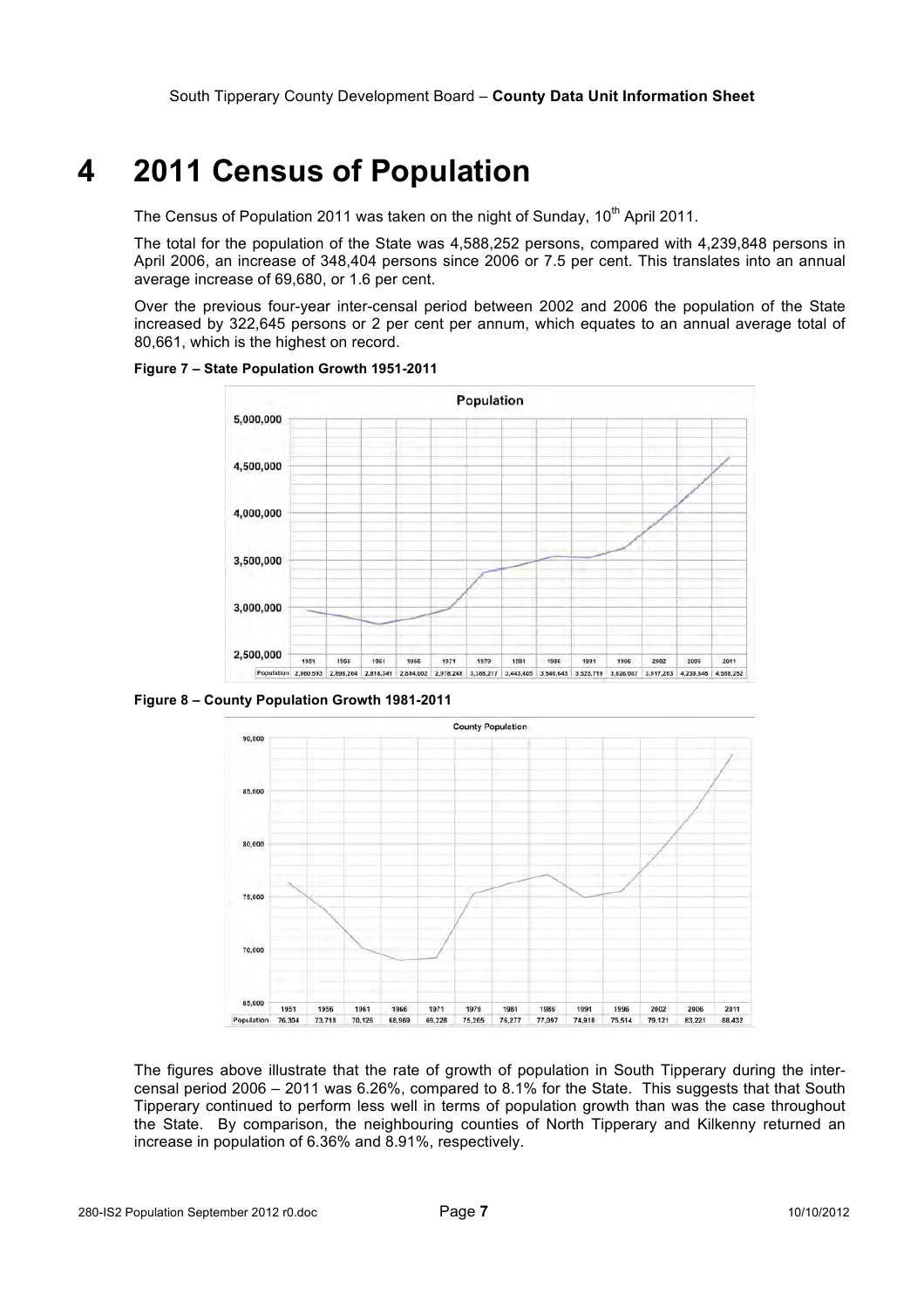# 4 2011 Census of Population

The Census of Population 2011 was taken on the night of Sunday, 10th April 2011.

The total for the population of the State was 4,588,252 persons, compared with 4,239,848 persons in April 2006, an increase of 348,404 persons since 2006 or 7.5 per cent. This translates into an annual average increase of 69,680, or 1.6 per cent.

Over the previous four-year inter-censal period between 2002 and 2006 the population of the State increased by 322,645 persons or 2 per cent per annum, which equates to an annual average total of 80,661, which is the highest on record.

**Figure 7 – State Population Growth 1951-2011**

Population

5,000,000
4,500,000
4,000,000
3,500,000
3,000,000
2,500,000

1951 1956 1961 1966 1971 1979 1981 1986 1991 1996 2002 2006 2011

Population 2,960,593 2,898,264 2,818,341 2,884,002 2,978,248 3,368,217 3,443,405 3,540,643 3,525,719 3,626,087 3,917,203 4,239,848 4,588,252

**Figure 8 – County Population Growth 1981-2011**

County Population

90,000
85,000
80,000
75,000
70,000
65,000

1951 1956 1961 1966 1971 1979 1981 1986 1991 1996 2002 2006 2011

Population 76,304 73,718 70,126 68,969 69,228 75,265 76,277 77,097 74,918 75,514 79,121 83,221 88,432

The figures above illustrate that the rate of growth of population in South Tipperary during the inter-censal period 2006 – 2011 was 6.26%, compared to 8.1% for the State. This suggests that that South Tipperary continued to perform less well in terms of population growth than was the case throughout the State. By comparison, the neighbouring counties of North Tipperary and Kilkenny returned an increase in population of 6.36% and 8.91%, respectively.